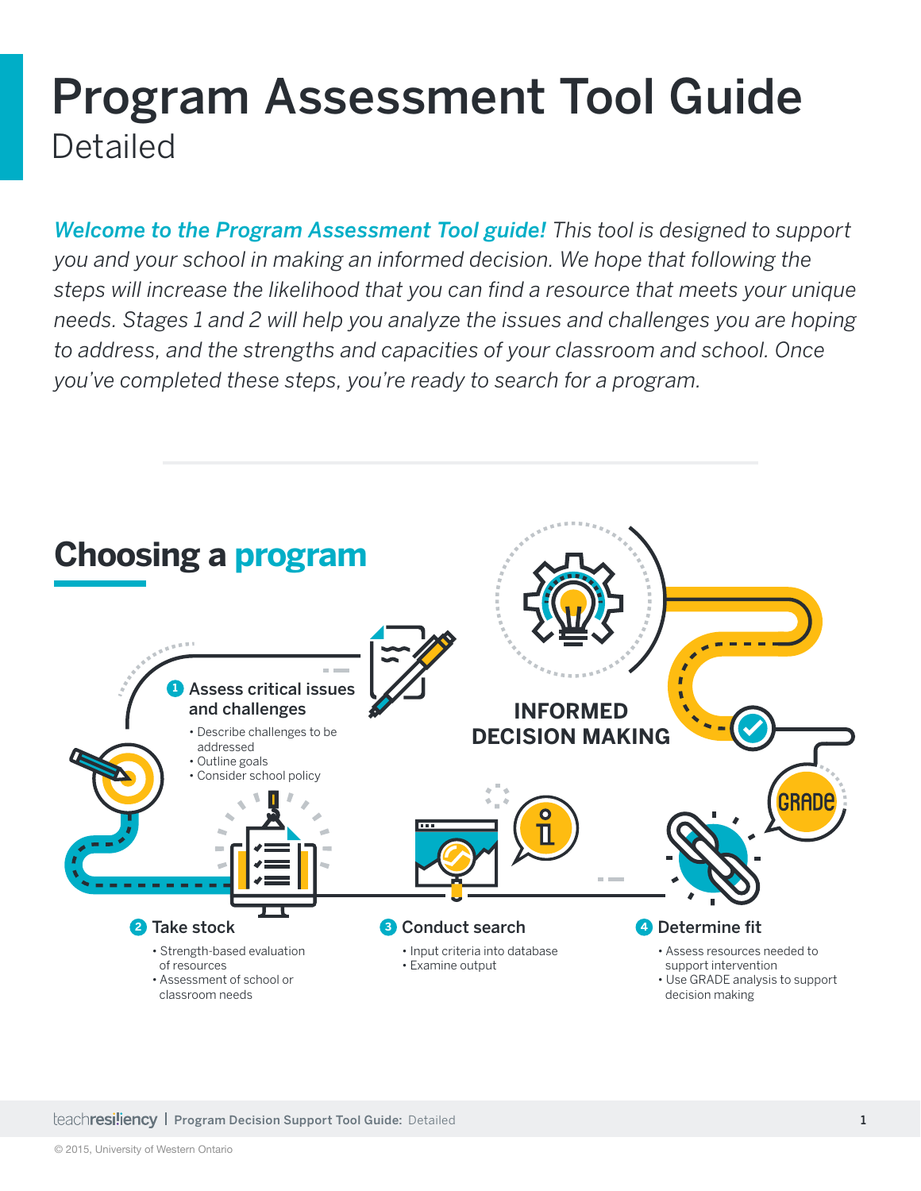# Program Assessment Tool Guide

Detailed

***Welcome to the Program Assessment Tool guide!*** *This tool is designed to support you and your school in making an informed decision. We hope that following the steps will increase the likelihood that you can find a resource that meets your unique needs. Stages 1 and 2 will help you analyze the issues and challenges you are hoping to address, and the strengths and capacities of your classroom and school. Once you've completed these steps, you're ready to search for a program.*

## Choosing a program

INFORMED DECISION MAKING

**1 Assess critical issues and challenges**

- Describe challenges to be addressed
- Outline goals
- Consider school policy

**2 Take stock**

- Strength-based evaluation of resources
- Assessment of school or classroom needs

**3 Conduct search**

- Input criteria into database
- Examine output

**4 Determine fit**

- Assess resources needed to support intervention
- Use GRADE analysis to support decision making

© 2015, University of Western Ontario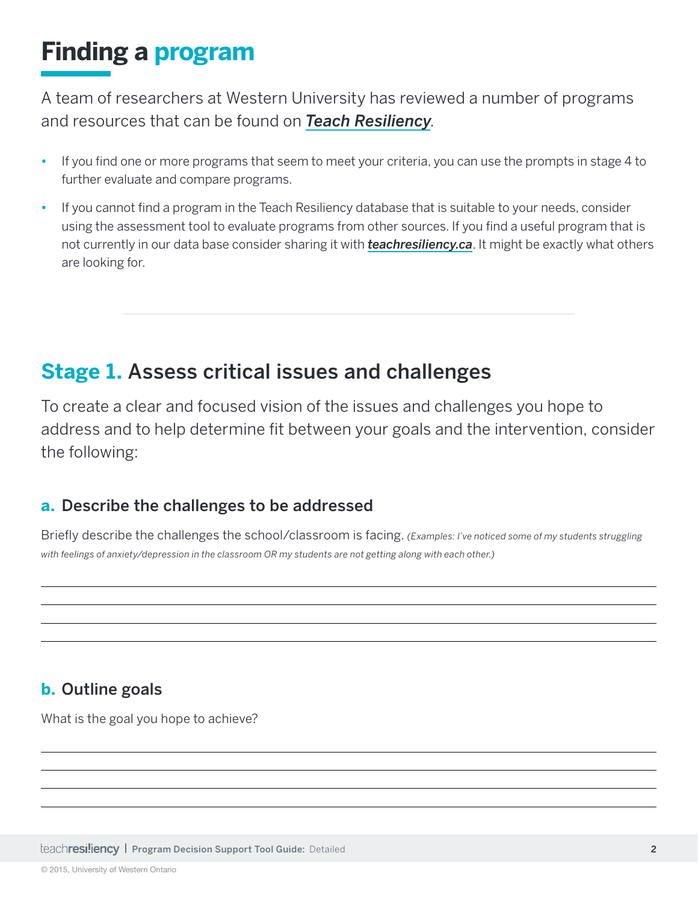# Finding a program

A team of researchers at Western University has reviewed a number of programs and resources that can be found on ***Teach Resiliency***.

- If you find one or more programs that seem to meet your criteria, you can use the prompts in stage 4 to further evaluate and compare programs.
- If you cannot find a program in the Teach Resiliency database that is suitable to your needs, consider using the assessment tool to evaluate programs from other sources. If you find a useful program that is not currently in our data base consider sharing it with ***teachresiliency.ca***. It might be exactly what others are looking for.

---

## Stage 1. Assess critical issues and challenges

To create a clear and focused vision of the issues and challenges you hope to address and to help determine fit between your goals and the intervention, consider the following:

### a. Describe the challenges to be addressed

Briefly describe the challenges the school/classroom is facing. *(Examples: I've noticed some of my students struggling with feelings of anxiety/depression in the classroom OR my students are not getting along with each other.)*

___________________________________________

___________________________________________

___________________________________________

___________________________________________

### b. Outline goals

What is the goal you hope to achieve?

___________________________________________

___________________________________________

___________________________________________

___________________________________________

© 2015, University of Western Ontario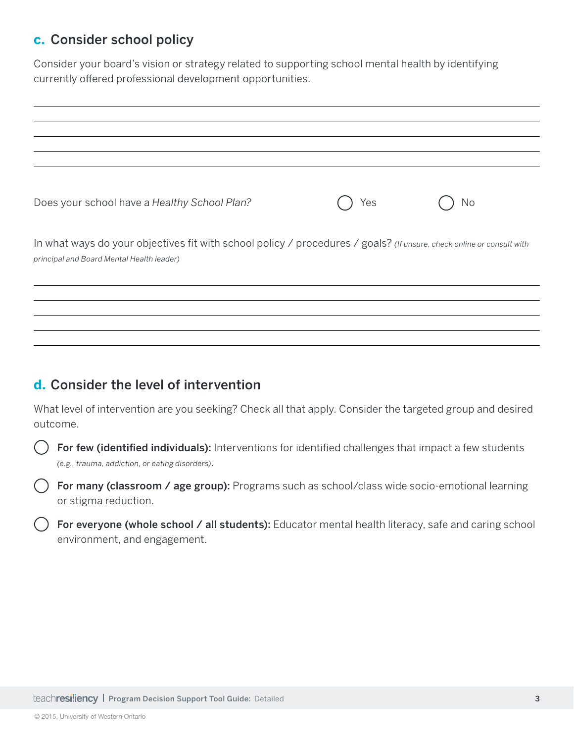## c. Consider school policy

Consider your board's vision or strategy related to supporting school mental health by identifying currently offered professional development opportunities.

Does your school have a *Healthy School Plan?* ◯ Yes ◯ No

In what ways do your objectives fit with school policy / procedures / goals? *(If unsure, check online or consult with principal and Board Mental Health leader)*

## d. Consider the level of intervention

What level of intervention are you seeking? Check all that apply. Consider the targeted group and desired outcome.

- ◯ **For few (identified individuals):** Interventions for identified challenges that impact a few students *(e.g., trauma, addiction, or eating disorders)*.
- ◯ **For many (classroom / age group):** Programs such as school/class wide socio-emotional learning or stigma reduction.
- ◯ **For everyone (whole school / all students):** Educator mental health literacy, safe and caring school environment, and engagement.

© 2015, University of Western Ontario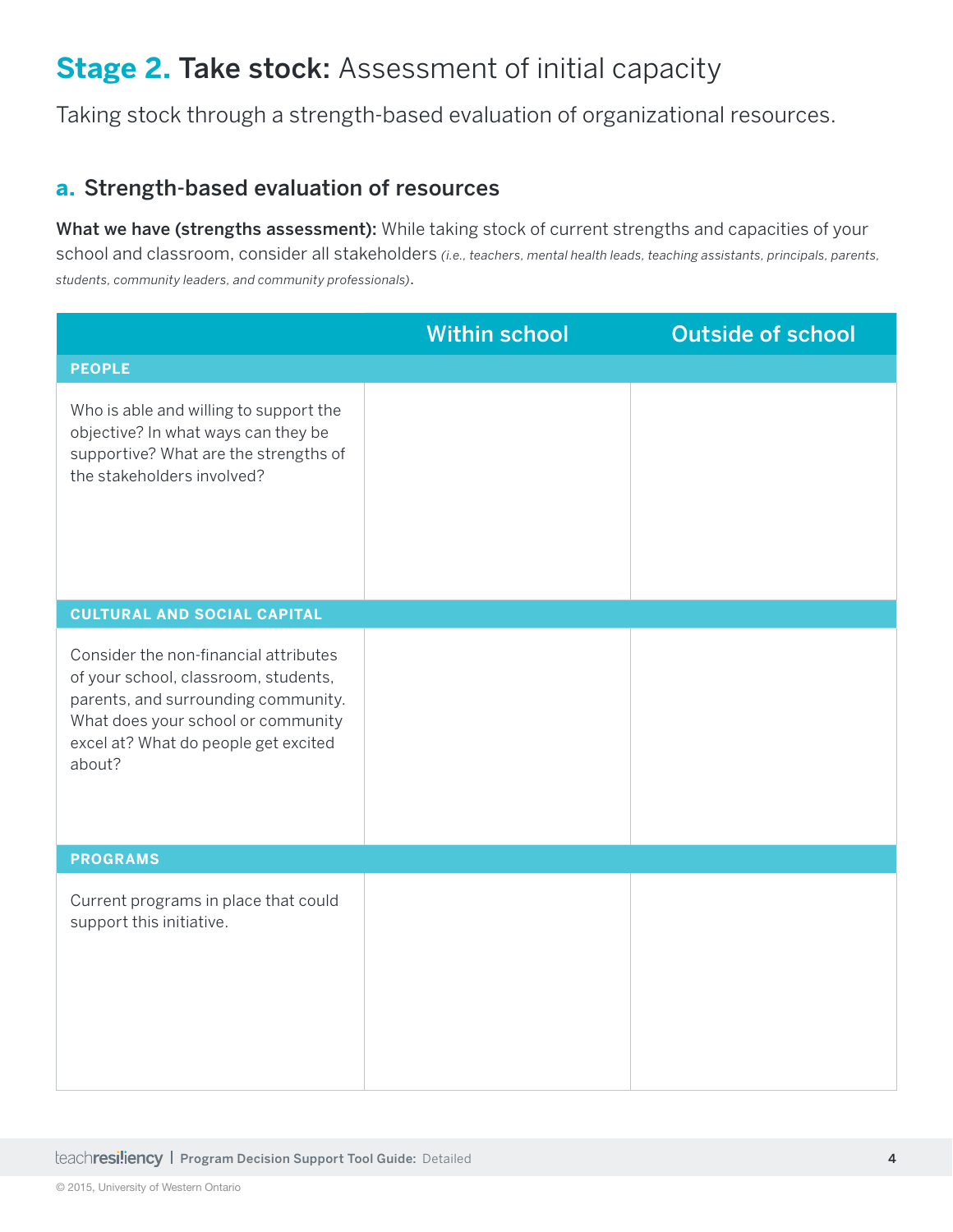# Stage 2. Take stock: Assessment of initial capacity

Taking stock through a strength-based evaluation of organizational resources.

## a. Strength-based evaluation of resources

**What we have (strengths assessment):** While taking stock of current strengths and capacities of your school and classroom, consider all stakeholders *(i.e., teachers, mental health leads, teaching assistants, principals, parents, students, community leaders, and community professionals)*.

| | Within school | Outside of school |
|---|---|---|
| **PEOPLE** | | |
| Who is able and willing to support the objective? In what ways can they be supportive? What are the strengths of the stakeholders involved? | | |
| **CULTURAL AND SOCIAL CAPITAL** | | |
| Consider the non-financial attributes of your school, classroom, students, parents, and surrounding community. What does your school or community excel at? What do people get excited about? | | |
| **PROGRAMS** | | |
| Current programs in place that could support this initiative. | | |

© 2015, University of Western Ontario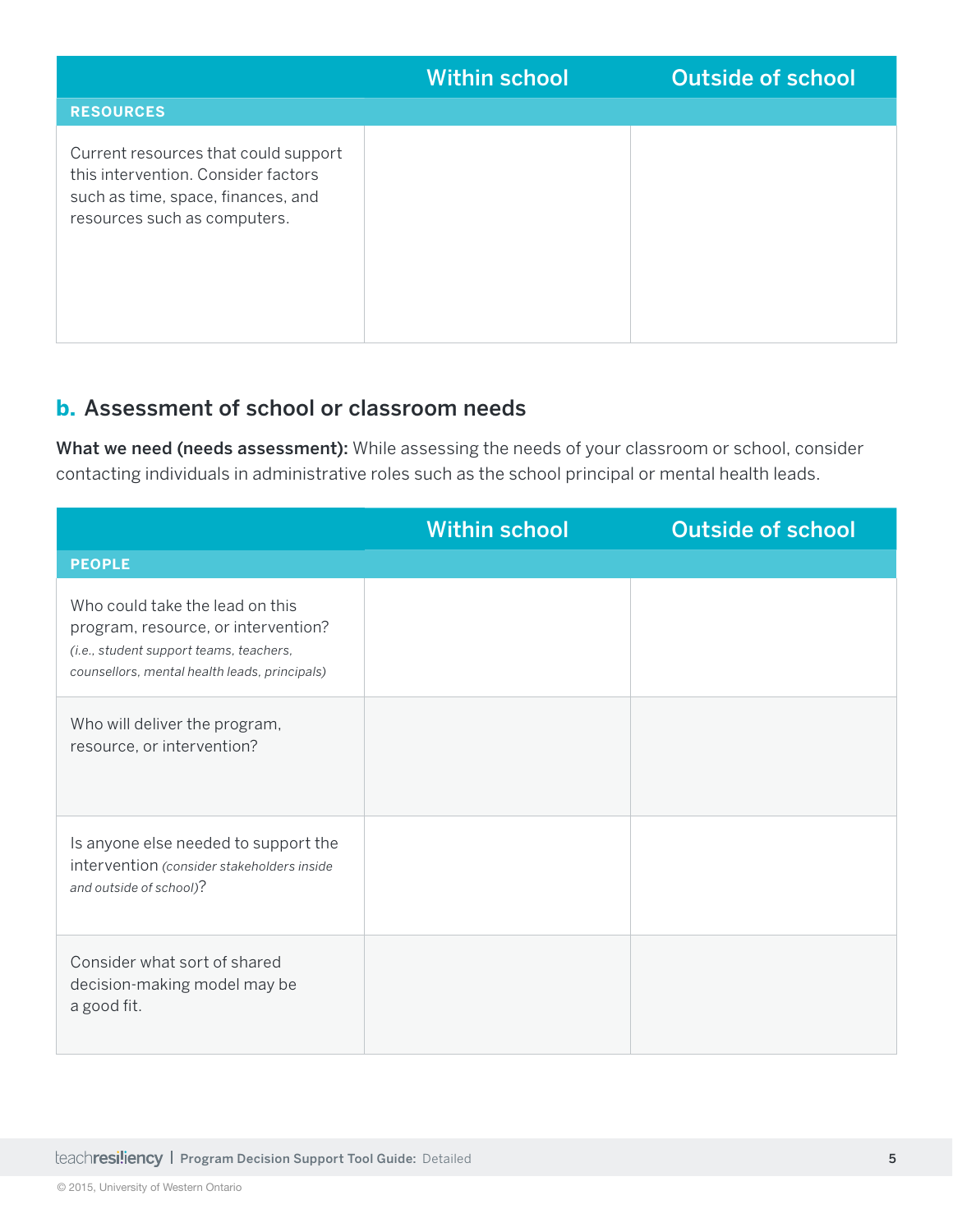| | Within school | Outside of school |
|---|---|---|
| **RESOURCES** | | |
| Current resources that could support this intervention. Consider factors such as time, space, finances, and resources such as computers. | | |

## b. Assessment of school or classroom needs

**What we need (needs assessment):** While assessing the needs of your classroom or school, consider contacting individuals in administrative roles such as the school principal or mental health leads.

| | Within school | Outside of school |
|---|---|---|
| **PEOPLE** | | |
| Who could take the lead on this program, resource, or intervention? *(i.e., student support teams, teachers, counsellors, mental health leads, principals)* | | |
| Who will deliver the program, resource, or intervention? | | |
| Is anyone else needed to support the intervention *(consider stakeholders inside and outside of school)*? | | |
| Consider what sort of shared decision-making model may be a good fit. | | |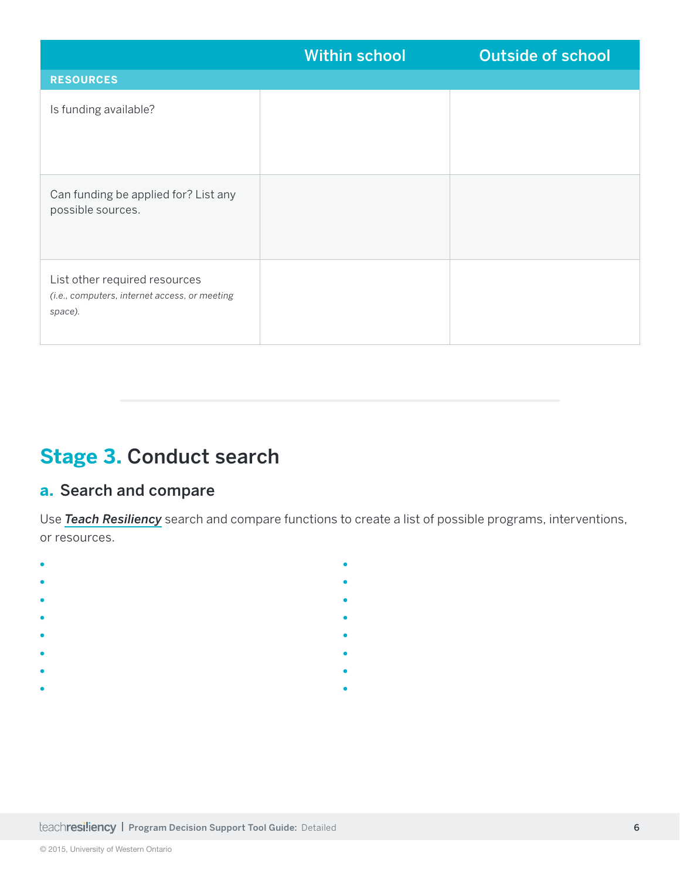| | Within school | Outside of school |
|---|---|---|
| **RESOURCES** | | |
| Is funding available? | | |
| Can funding be applied for? List any possible sources. | | |
| List other required resources *(i.e., computers, internet access, or meeting space).* | | |

# Stage 3. Conduct search

## a. Search and compare

Use ***Teach Resiliency*** search and compare functions to create a list of possible programs, interventions, or resources.

- 
- 
- 
- 
- 
- 
- 
- 
- 
- 
- 
- 
- 
- 
- 
-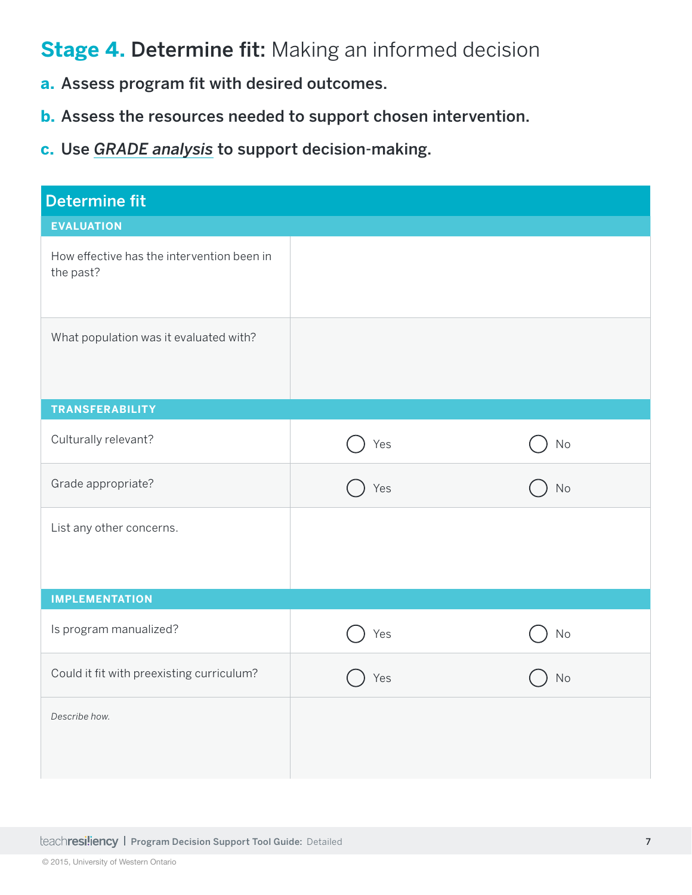# **Stage 4. Determine fit:** Making an informed decision

**a. Assess program fit with desired outcomes.**

**b. Assess the resources needed to support chosen intervention.**

**c. Use *GRADE analysis* to support decision-making.**

| Determine fit | | |
|---|---|---|
| **EVALUATION** | | |
| How effective has the intervention been in the past? | | |
| What population was it evaluated with? | | |
| **TRANSFERABILITY** | | |
| Culturally relevant? | ◯ Yes | ◯ No |
| Grade appropriate? | ◯ Yes | ◯ No |
| List any other concerns. | | |
| **IMPLEMENTATION** | | |
| Is program manualized? | ◯ Yes | ◯ No |
| Could it fit with preexisting curriculum? | ◯ Yes | ◯ No |
| *Describe how.* | | |

© 2015, University of Western Ontario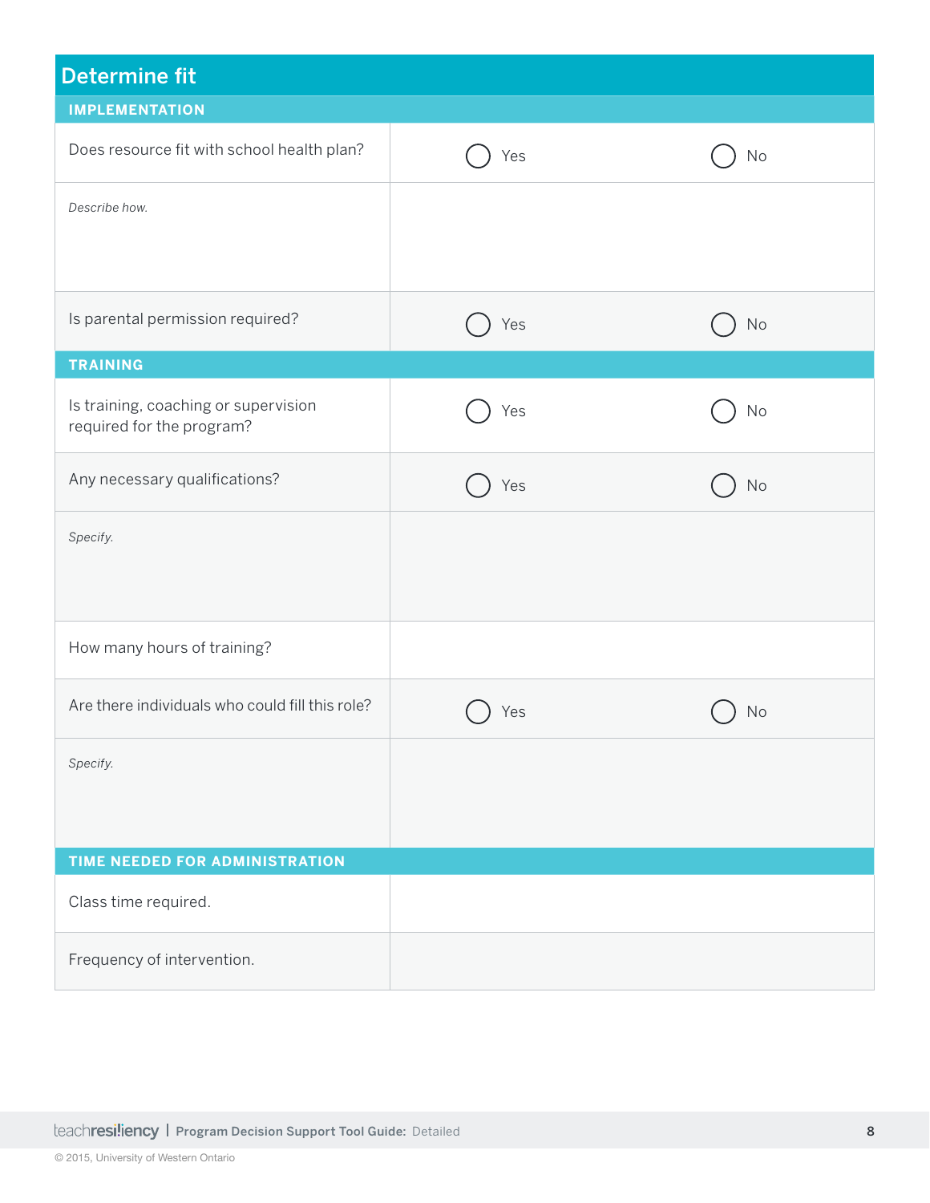## Determine fit

| IMPLEMENTATION | | |
|---|---|---|
| Does resource fit with school health plan? | ◯ Yes | ◯ No |
| *Describe how.* | | |
| Is parental permission required? | ◯ Yes | ◯ No |
| **TRAINING** | | |
| Is training, coaching or supervision required for the program? | ◯ Yes | ◯ No |
| Any necessary qualifications? | ◯ Yes | ◯ No |
| *Specify.* | | |
| How many hours of training? | | |
| Are there individuals who could fill this role? | ◯ Yes | ◯ No |
| *Specify.* | | |
| **TIME NEEDED FOR ADMINISTRATION** | | |
| Class time required. | | |
| Frequency of intervention. | | |

© 2015, University of Western Ontario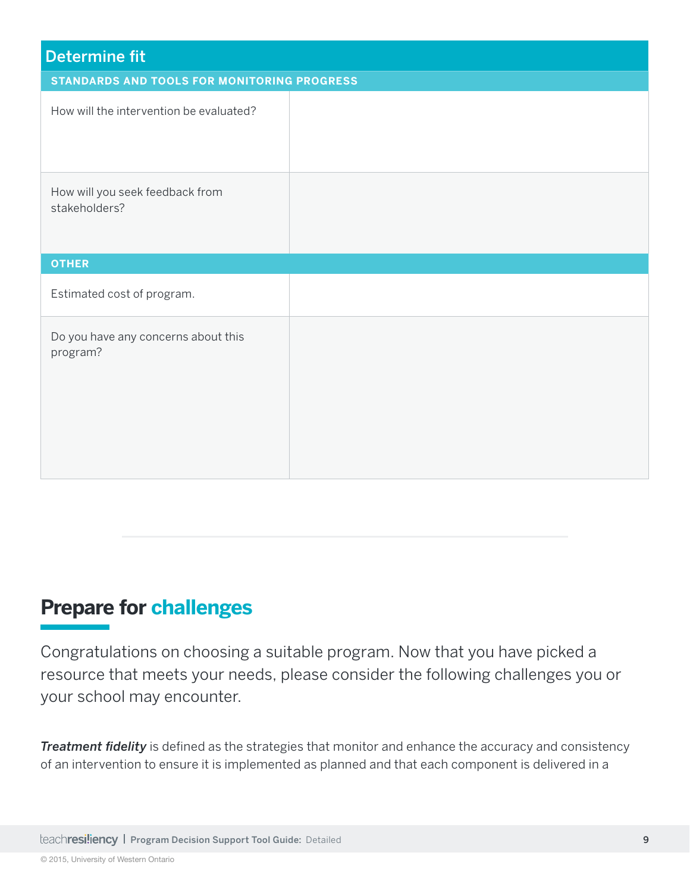| Determine fit | |
|---|---|
| **STANDARDS AND TOOLS FOR MONITORING PROGRESS** | |
| How will the intervention be evaluated? | |
| How will you seek feedback from stakeholders? | |
| **OTHER** | |
| Estimated cost of program. | |
| Do you have any concerns about this program? | |

## Prepare for challenges

Congratulations on choosing a suitable program. Now that you have picked a resource that meets your needs, please consider the following challenges you or your school may encounter.

***Treatment fidelity*** is defined as the strategies that monitor and enhance the accuracy and consistency of an intervention to ensure it is implemented as planned and that each component is delivered in a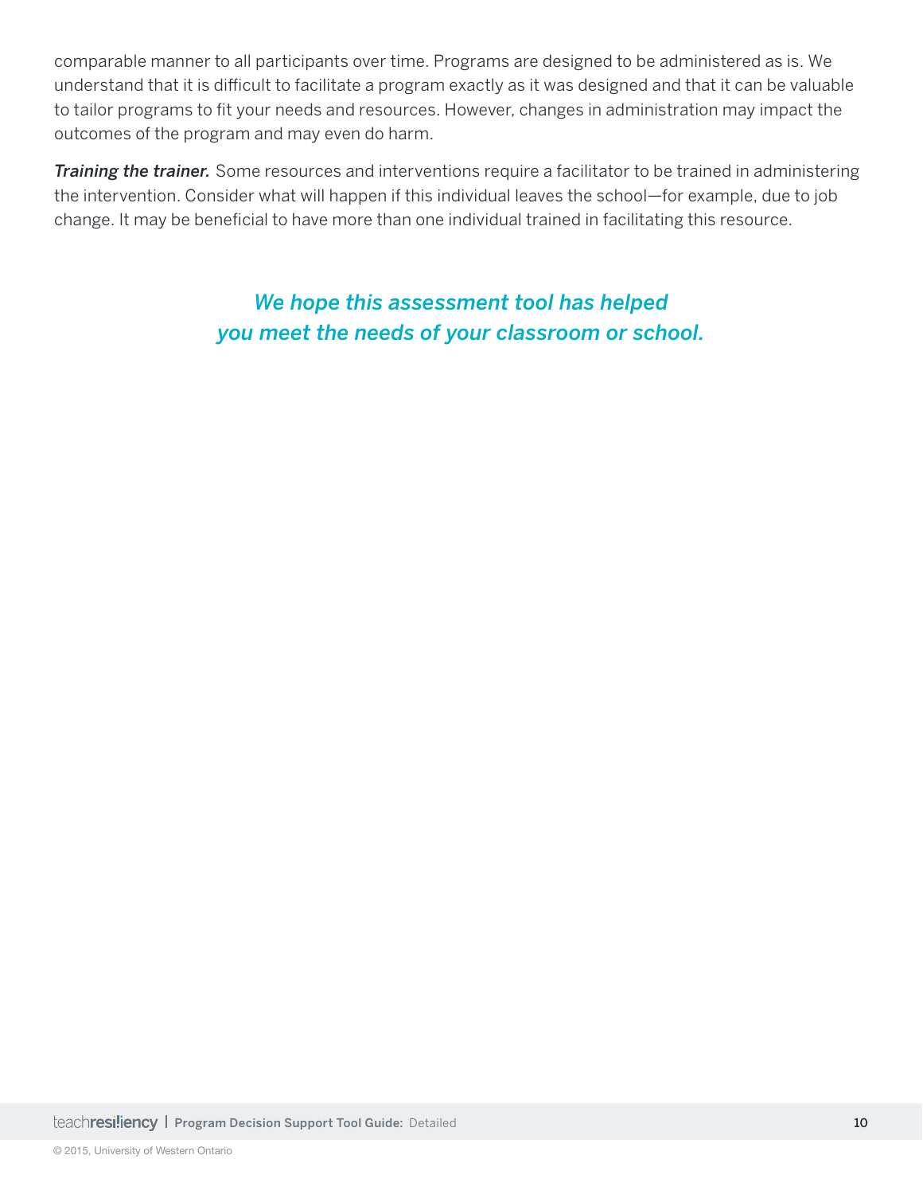comparable manner to all participants over time. Programs are designed to be administered as is. We understand that it is difficult to facilitate a program exactly as it was designed and that it can be valuable to tailor programs to fit your needs and resources. However, changes in administration may impact the outcomes of the program and may even do harm.

***Training the trainer.*** Some resources and interventions require a facilitator to be trained in administering the intervention. Consider what will happen if this individual leaves the school—for example, due to job change. It may be beneficial to have more than one individual trained in facilitating this resource.

***We hope this assessment tool has helped you meet the needs of your classroom or school.***